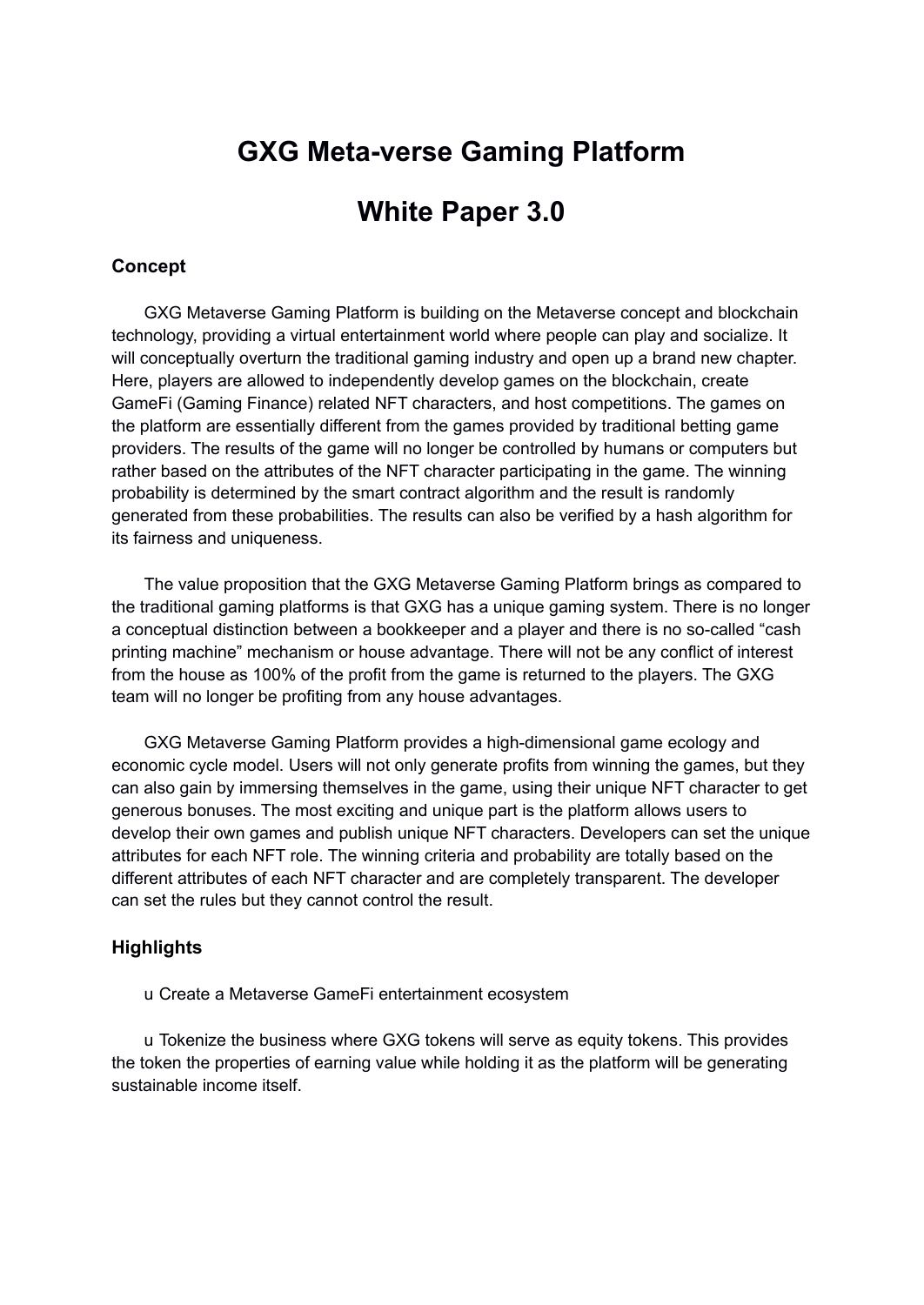# GXG Meta-verse Gaming Platform

# White Paper 3.0

## Concept

GXG Metaverse Gaming Platform is building on the Metaverse concept and blockchain technology, providing a virtual entertainment world where people can play and socialize. It will conceptually overturn the traditional gaming industry and open up a brand new chapter. Here, players are allowed to independently develop games on the blockchain, create GameFi (Gaming Finance) related NFT characters, and host competitions. The games on the platform are essentially different from the games provided by traditional betting game providers. The results of the game will no longer be controlled by humans or computers but rather based on the attributes of the NFT character participating in the game. The winning probability is determined by the smart contract algorithm and the result is randomly generated from these probabilities. The results can also be verified by a hash algorithm for its fairness and uniqueness.

The value proposition that the GXG Metaverse Gaming Platform brings as compared to the traditional gaming platforms is that GXG has a unique gaming system. There is no longer a conceptual distinction between a bookkeeper and a player and there is no so-called "cash printing machine" mechanism or house advantage. There will not be any conflict of interest from the house as 100% of the profit from the game is returned to the players. The GXG team will no longer be profiting from any house advantages.

GXG Metaverse Gaming Platform provides a high-dimensional game ecology and economic cycle model. Users will not only generate profits from winning the games, but they can also gain by immersing themselves in the game, using their unique NFT character to get generous bonuses. The most exciting and unique part is the platform allows users to develop their own games and publish unique NFT characters. Developers can set the unique attributes for each NFT role. The winning criteria and probability are totally based on the different attributes of each NFT character and are completely transparent. The developer can set the rules but they cannot control the result.

## Highlights

u Create a Metaverse GameFi entertainment ecosystem

u Tokenize the business where GXG tokens will serve as equity tokens. This provides the token the properties of earning value while holding it as the platform will be generating sustainable income itself.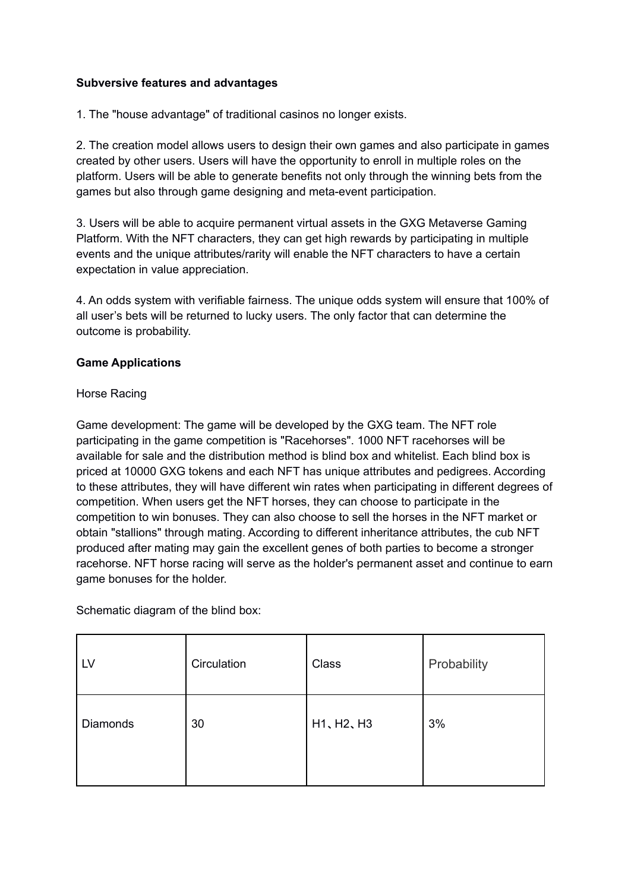**Subversive features and advantages**

1. The "house advantage" of traditional casinos no longer exists.

2. The creation model allows users to design their own games and also participate in games created by other users. Users will have the opportunity to enroll in multiple roles on the platform. Users will be able to generate benefits not only through the winning bets from the games but also through game designing and meta-event participation.

3. Users will be able to acquire permanent virtual assets in the GXG Metaverse Gaming Platform. With the NFT characters, they can get high rewards by participating in multiple events and the unique attributes/rarity will enable the NFT characters to have a certain expectation in value appreciation.

4. An odds system with verifiable fairness. The unique odds system will ensure that 100% of all user's bets will be returned to lucky users. The only factor that can determine the outcome is probability.

**Game Applications**

Horse Racing

Game development: The game will be developed by the GXG team. The NFT role participating in the game competition is "Racehorses". 1000 NFT racehorses will be available for sale and the distribution method is blind box and whitelist. Each blind box is priced at 10000 GXG tokens and each NFT has unique attributes and pedigrees. According to these attributes, they will have different win rates when participating in different degrees of competition. When users get the NFT horses, they can choose to participate in the competition to win bonuses. They can also choose to sell the horses in the NFT market or obtain "stallions" through mating. According to different inheritance attributes, the cub NFT produced after mating may gain the excellent genes of both parties to become a stronger racehorse. NFT horse racing will serve as the holder's permanent asset and continue to earn game bonuses for the holder.

Schematic diagram of the blind box:

| LV | Circulation | Class | Probability |
|---|---|---|---|
| Diamonds | 30 | H1、H2、H3 | 3% |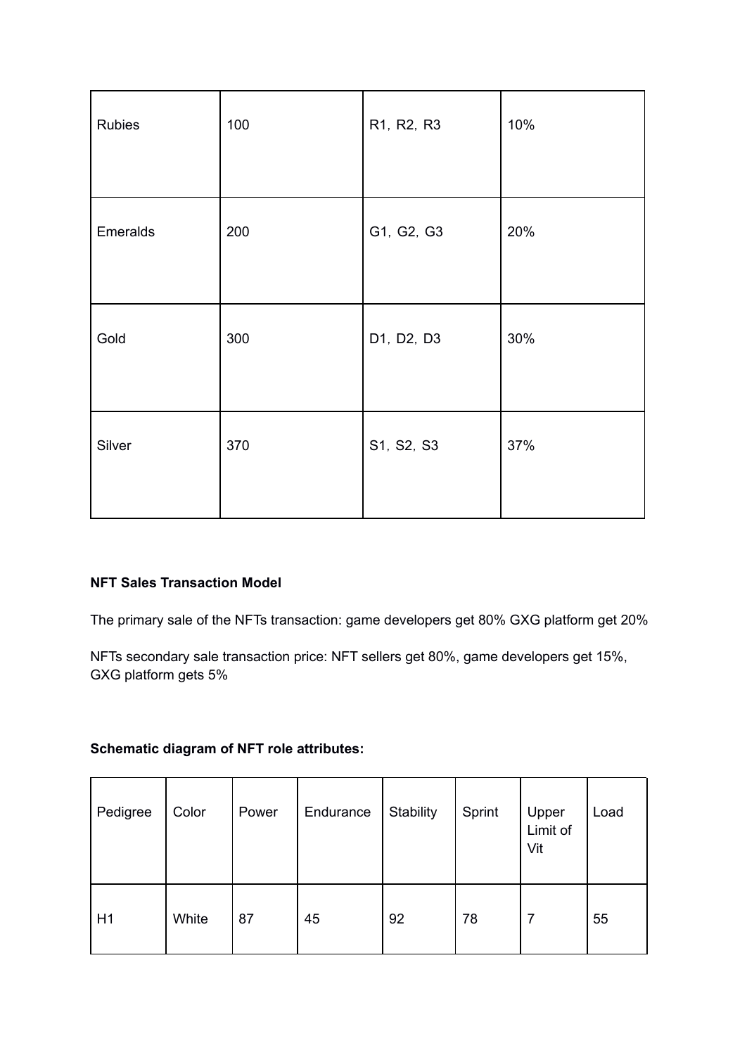| Rubies | 100 | R1, R2, R3 | 10% |
|---|---|---|---|
| Emeralds | 200 | G1, G2, G3 | 20% |
| Gold | 300 | D1, D2, D3 | 30% |
| Silver | 370 | S1, S2, S3 | 37% |

**NFT Sales Transaction Model**

The primary sale of the NFTs transaction: game developers get 80% GXG platform get 20%

NFTs secondary sale transaction price: NFT sellers get 80%, game developers get 15%, GXG platform gets 5%

**Schematic diagram of NFT role attributes:**

| Pedigree | Color | Power | Endurance | Stability | Sprint | Upper Limit of Vit | Load |
|---|---|---|---|---|---|---|---|
| H1 | White | 87 | 45 | 92 | 78 | 7 | 55 |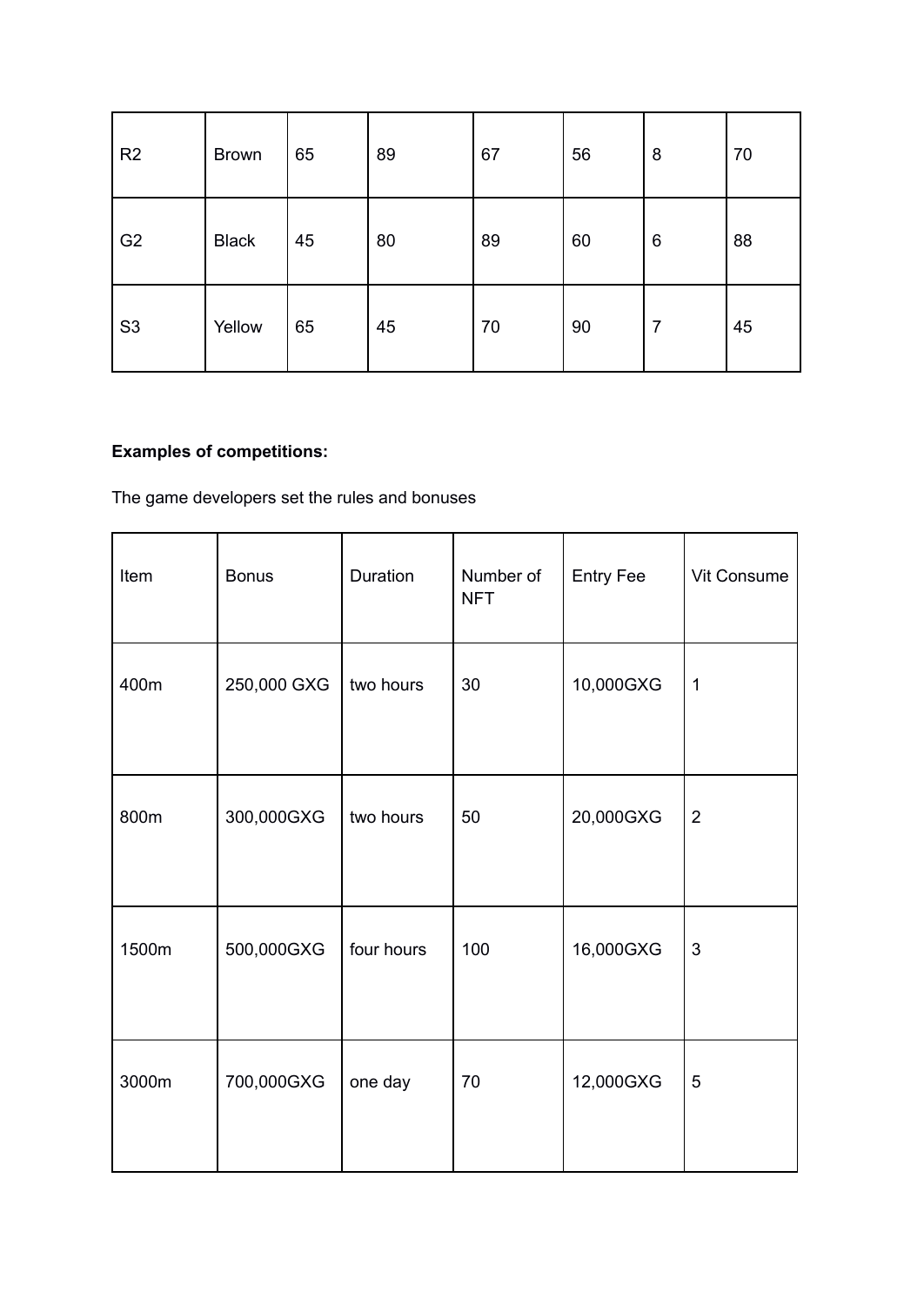| R2 | Brown | 65 | 89 | 67 | 56 | 8 | 70 |
|---|---|---|---|---|---|---|---|
| G2 | Black | 45 | 80 | 89 | 60 | 6 | 88 |
| S3 | Yellow | 65 | 45 | 70 | 90 | 7 | 45 |

**Examples of competitions:**

The game developers set the rules and bonuses

| Item | Bonus | Duration | Number of NFT | Entry Fee | Vit Consume |
|---|---|---|---|---|---|
| 400m | 250,000 GXG | two hours | 30 | 10,000GXG | 1 |
| 800m | 300,000GXG | two hours | 50 | 20,000GXG | 2 |
| 1500m | 500,000GXG | four hours | 100 | 16,000GXG | 3 |
| 3000m | 700,000GXG | one day | 70 | 12,000GXG | 5 |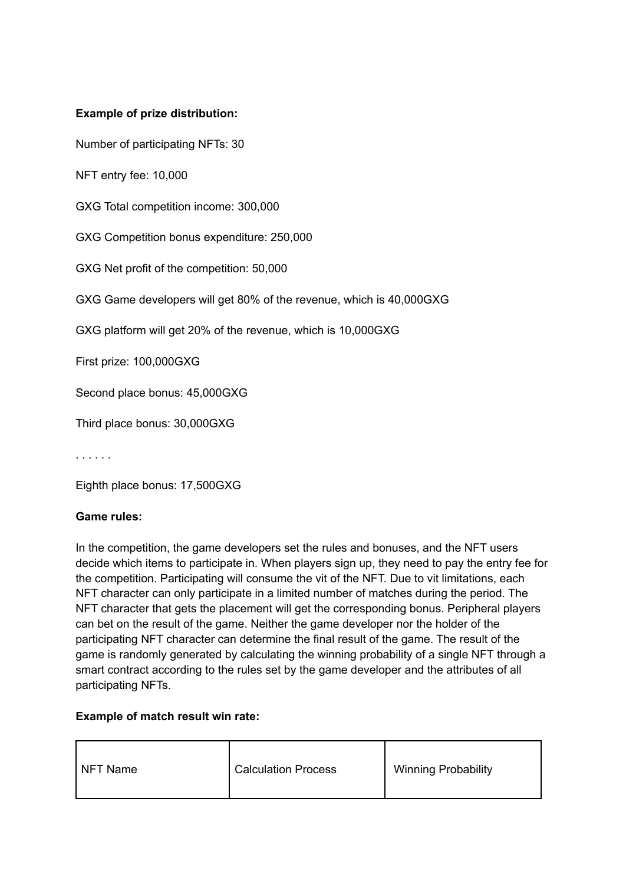**Example of prize distribution:**

Number of participating NFTs: 30

NFT entry fee: 10,000

GXG Total competition income: 300,000

GXG Competition bonus expenditure: 250,000

GXG Net profit of the competition: 50,000

GXG Game developers will get 80% of the revenue, which is 40,000GXG

GXG platform will get 20% of the revenue, which is 10,000GXG

First prize: 100,000GXG

Second place bonus: 45,000GXG

Third place bonus: 30,000GXG

. . . . . .

Eighth place bonus: 17,500GXG

**Game rules:**

In the competition, the game developers set the rules and bonuses, and the NFT users decide which items to participate in. When players sign up, they need to pay the entry fee for the competition. Participating will consume the vit of the NFT. Due to vit limitations, each NFT character can only participate in a limited number of matches during the period. The NFT character that gets the placement will get the corresponding bonus. Peripheral players can bet on the result of the game. Neither the game developer nor the holder of the participating NFT character can determine the final result of the game. The result of the game is randomly generated by calculating the winning probability of a single NFT through a smart contract according to the rules set by the game developer and the attributes of all participating NFTs.

**Example of match result win rate:**

| NFT Name | Calculation Process | Winning Probability |
| --- | --- | --- |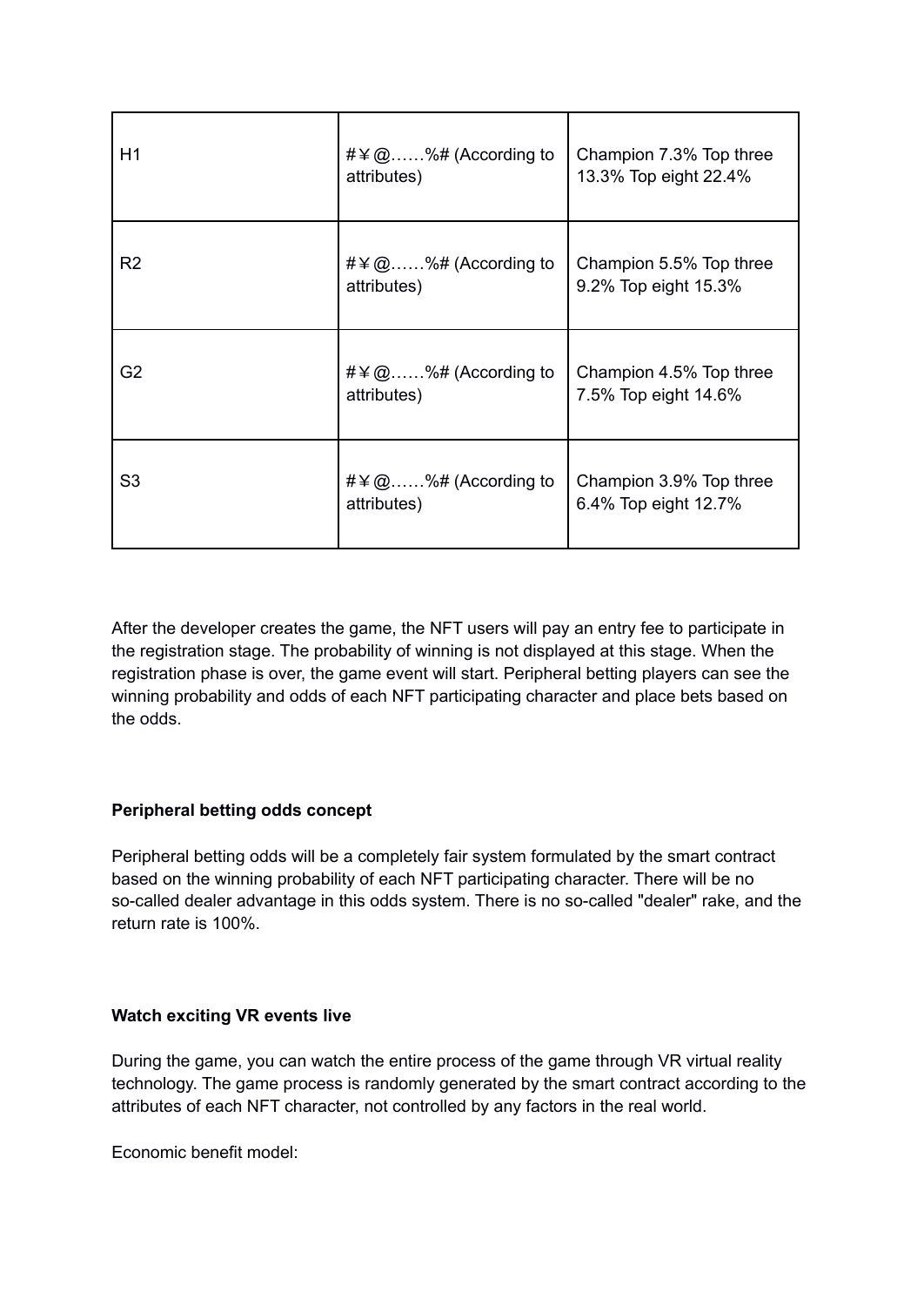| H1 | #￥@……%# (According to attributes) | Champion 7.3% Top three 13.3% Top eight 22.4% |
|---|---|---|
| R2 | #￥@……%# (According to attributes) | Champion 5.5% Top three 9.2% Top eight 15.3% |
| G2 | #￥@……%# (According to attributes) | Champion 4.5% Top three 7.5% Top eight 14.6% |
| S3 | #￥@……%# (According to attributes) | Champion 3.9% Top three 6.4% Top eight 12.7% |

After the developer creates the game, the NFT users will pay an entry fee to participate in the registration stage. The probability of winning is not displayed at this stage. When the registration phase is over, the game event will start. Peripheral betting players can see the winning probability and odds of each NFT participating character and place bets based on the odds.

**Peripheral betting odds concept**

Peripheral betting odds will be a completely fair system formulated by the smart contract based on the winning probability of each NFT participating character. There will be no so-called dealer advantage in this odds system. There is no so-called "dealer" rake, and the return rate is 100%.

**Watch exciting VR events live**

During the game, you can watch the entire process of the game through VR virtual reality technology. The game process is randomly generated by the smart contract according to the attributes of each NFT character, not controlled by any factors in the real world.

Economic benefit model: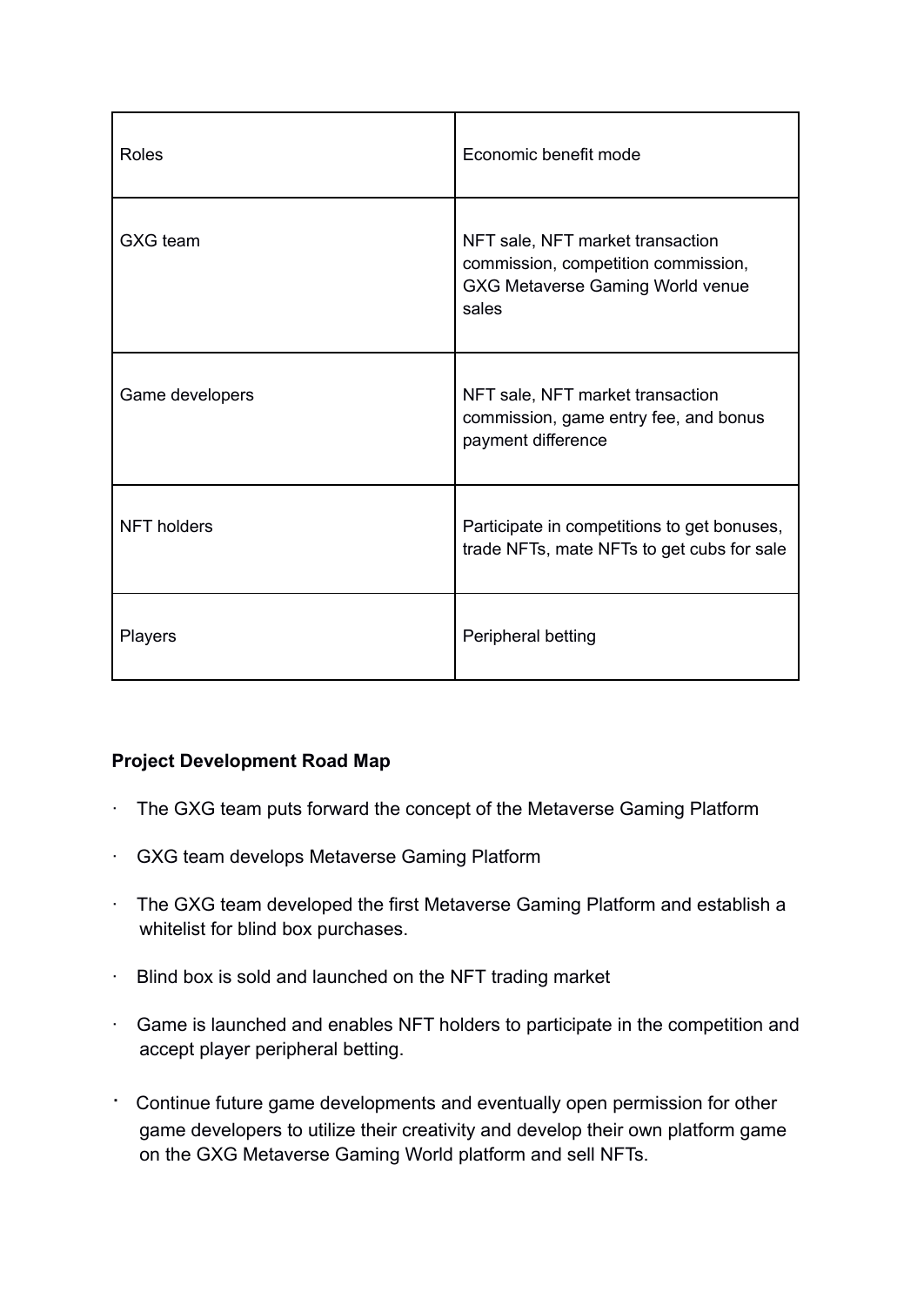| Roles | Economic benefit mode |
|---|---|
| GXG team | NFT sale, NFT market transaction commission, competition commission, GXG Metaverse Gaming World venue sales |
| Game developers | NFT sale, NFT market transaction commission, game entry fee, and bonus payment difference |
| NFT holders | Participate in competitions to get bonuses, trade NFTs, mate NFTs to get cubs for sale |
| Players | Peripheral betting |

**Project Development Road Map**

- The GXG team puts forward the concept of the Metaverse Gaming Platform
- GXG team develops Metaverse Gaming Platform
- The GXG team developed the first Metaverse Gaming Platform and establish a whitelist for blind box purchases.
- Blind box is sold and launched on the NFT trading market
- Game is launched and enables NFT holders to participate in the competition and accept player peripheral betting.
- Continue future game developments and eventually open permission for other game developers to utilize their creativity and develop their own platform game on the GXG Metaverse Gaming World platform and sell NFTs.